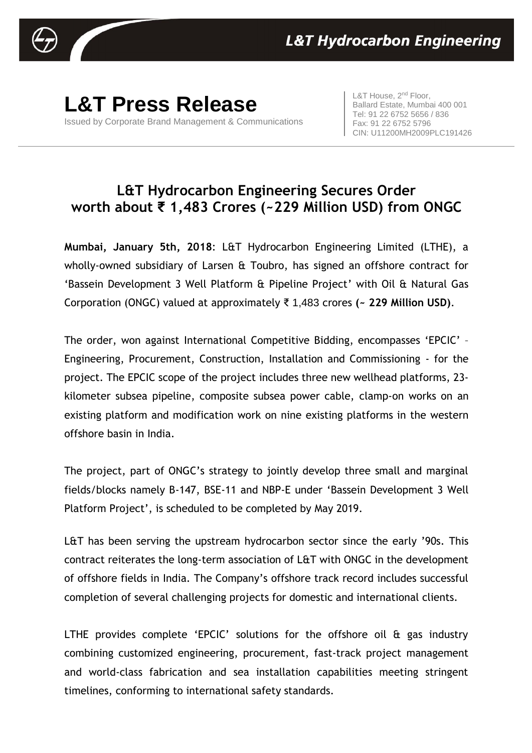L&T Hydrocarbon Engineering

# L&T Press Release

Issued by Corporate Brand Management & Communications

L&T House, 2nd Floor,
Ballard Estate, Mumbai 400 001
Tel: 91 22 6752 5656 / 836
Fax: 91 22 6752 5796
CIN: U11200MH2009PLC191426

## L&T Hydrocarbon Engineering Secures Order worth about ₹ 1,483 Crores (~229 Million USD) from ONGC

**Mumbai, January 5th, 2018**: L&T Hydrocarbon Engineering Limited (LTHE), a wholly-owned subsidiary of Larsen & Toubro, has signed an offshore contract for 'Bassein Development 3 Well Platform & Pipeline Project' with Oil & Natural Gas Corporation (ONGC) valued at approximately ₹ 1,483 crores **(~ 229 Million USD)**.

The order, won against International Competitive Bidding, encompasses 'EPCIC' – Engineering, Procurement, Construction, Installation and Commissioning - for the project. The EPCIC scope of the project includes three new wellhead platforms, 23-kilometer subsea pipeline, composite subsea power cable, clamp-on works on an existing platform and modification work on nine existing platforms in the western offshore basin in India.

The project, part of ONGC's strategy to jointly develop three small and marginal fields/blocks namely B-147, BSE-11 and NBP-E under 'Bassein Development 3 Well Platform Project', is scheduled to be completed by May 2019.

L&T has been serving the upstream hydrocarbon sector since the early '90s. This contract reiterates the long-term association of L&T with ONGC in the development of offshore fields in India. The Company's offshore track record includes successful completion of several challenging projects for domestic and international clients.

LTHE provides complete 'EPCIC' solutions for the offshore oil & gas industry combining customized engineering, procurement, fast-track project management and world-class fabrication and sea installation capabilities meeting stringent timelines, conforming to international safety standards.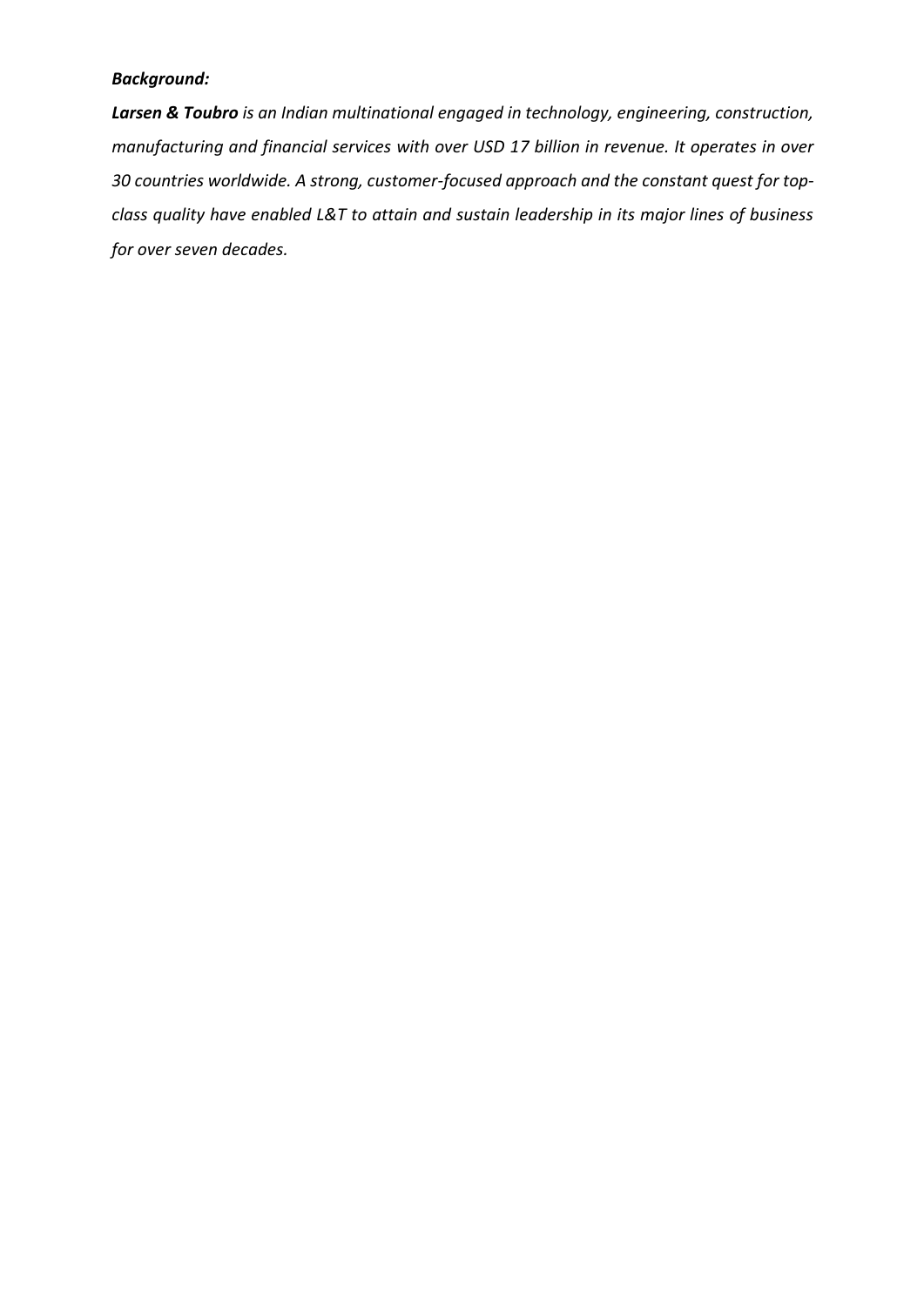***Background:***

***Larsen & Toubro*** *is an Indian multinational engaged in technology, engineering, construction, manufacturing and financial services with over USD 17 billion in revenue. It operates in over 30 countries worldwide. A strong, customer-focused approach and the constant quest for top-class quality have enabled L&T to attain and sustain leadership in its major lines of business for over seven decades.*